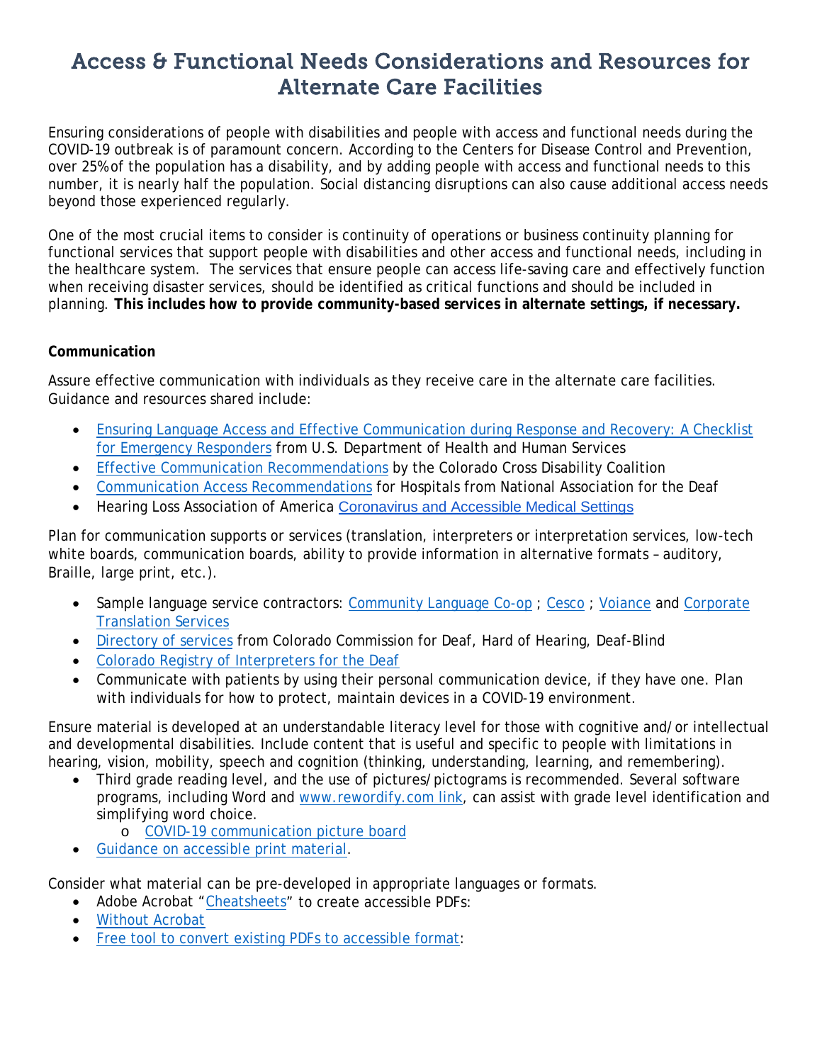# Access & Functional Needs Considerations and Resources for Alternate Care Facilities

Ensuring considerations of people with disabilities and people with access and functional needs during the COVID-19 outbreak is of paramount concern. According to the Centers for Disease Control and Prevention, over 25% of the population has a disability, and by adding people with access and functional needs to this number, it is nearly half the population. Social distancing disruptions can also cause additional access needs beyond those experienced regularly.

One of the most crucial items to consider is continuity of operations or business continuity planning for functional services that support people with disabilities and other access and functional needs, including in the healthcare system. The services that ensure people can access life-saving care and effectively function when receiving disaster services, should be identified as critical functions and should be included in planning. **This includes how to provide community-based services in alternate settings, if necessary.**

**Communication**

Assure effective communication with individuals as they receive care in the alternate care facilities. Guidance and resources shared include:

- Ensuring Language Access and Effective Communication during Response and Recovery: A Checklist for Emergency Responders from U.S. Department of Health and Human Services
- Effective Communication Recommendations by the Colorado Cross Disability Coalition
- Communication Access Recommendations for Hospitals from National Association for the Deaf
- Hearing Loss Association of America Coronavirus and Accessible Medical Settings

Plan for communication supports or services (translation, interpreters or interpretation services, low-tech white boards, communication boards, ability to provide information in alternative formats – auditory, Braille, large print, etc.).

- Sample language service contractors: Community Language Co-op ; Cesco ; Voiance and Corporate Translation Services
- Directory of services from Colorado Commission for Deaf, Hard of Hearing, Deaf-Blind
- Colorado Registry of Interpreters for the Deaf
- Communicate with patients by using their personal communication device, if they have one. Plan with individuals for how to protect, maintain devices in a COVID-19 environment.

Ensure material is developed at an understandable literacy level for those with cognitive and/or intellectual and developmental disabilities. Include content that is useful and specific to people with limitations in hearing, vision, mobility, speech and cognition (thinking, understanding, learning, and remembering).

- Third grade reading level, and the use of pictures/pictograms is recommended. Several software programs, including Word and www.rewordify.com link, can assist with grade level identification and simplifying word choice.
  - COVID-19 communication picture board
- Guidance on accessible print material.

Consider what material can be pre-developed in appropriate languages or formats.

- Adobe Acrobat "Cheatsheets" to create accessible PDFs:
- Without Acrobat
- Free tool to convert existing PDFs to accessible format: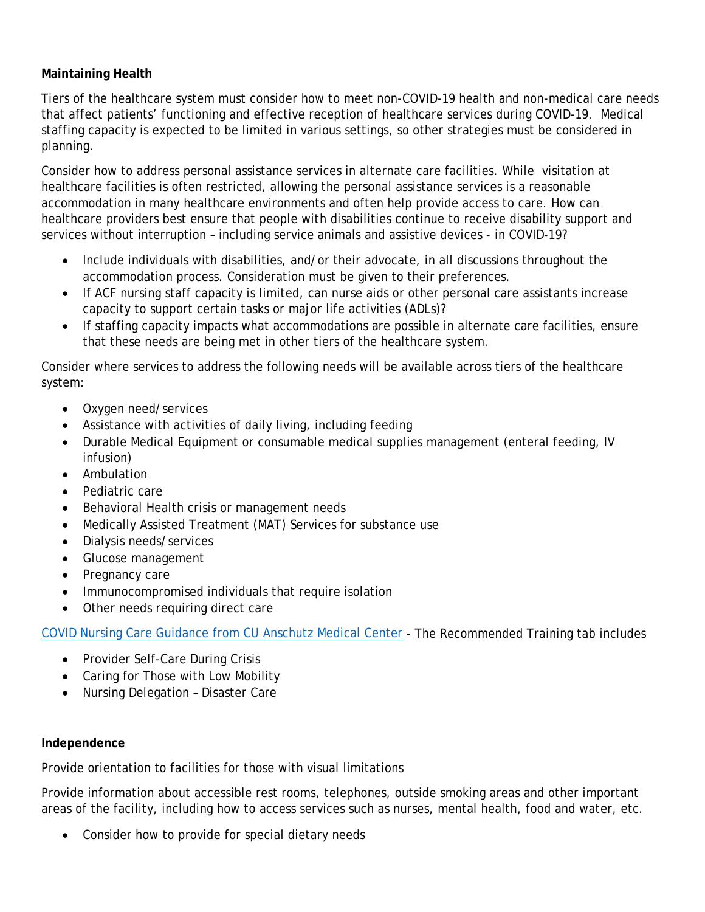**Maintaining Health**

Tiers of the healthcare system must consider how to meet non-COVID-19 health and non-medical care needs that affect patients' functioning and effective reception of healthcare services during COVID-19. Medical staffing capacity is expected to be limited in various settings, so other strategies must be considered in planning.

Consider how to address personal assistance services in alternate care facilities. While visitation at healthcare facilities is often restricted, allowing the personal assistance services is a reasonable accommodation in many healthcare environments and often help provide access to care. How can healthcare providers best ensure that people with disabilities continue to receive disability support and services without interruption – including service animals and assistive devices - in COVID-19?

- Include individuals with disabilities, and/or their advocate, in all discussions throughout the accommodation process. Consideration must be given to their preferences.
- If ACF nursing staff capacity is limited, can nurse aids or other personal care assistants increase capacity to support certain tasks or major life activities (ADLs)?
- If staffing capacity impacts what accommodations are possible in alternate care facilities, ensure that these needs are being met in other tiers of the healthcare system.

Consider where services to address the following needs will be available across tiers of the healthcare system:

- Oxygen need/services
- Assistance with activities of daily living, including feeding
- Durable Medical Equipment or consumable medical supplies management (enteral feeding, IV infusion)
- Ambulation
- Pediatric care
- Behavioral Health crisis or management needs
- Medically Assisted Treatment (MAT) Services for substance use
- Dialysis needs/services
- Glucose management
- Pregnancy care
- Immunocompromised individuals that require isolation
- Other needs requiring direct care

COVID Nursing Care Guidance from CU Anschutz Medical Center - The Recommended Training tab includes

- Provider Self-Care During Crisis
- Caring for Those with Low Mobility
- Nursing Delegation – Disaster Care

**Independence**

Provide orientation to facilities for those with visual limitations

Provide information about accessible rest rooms, telephones, outside smoking areas and other important areas of the facility, including how to access services such as nurses, mental health, food and water, etc.

- Consider how to provide for special dietary needs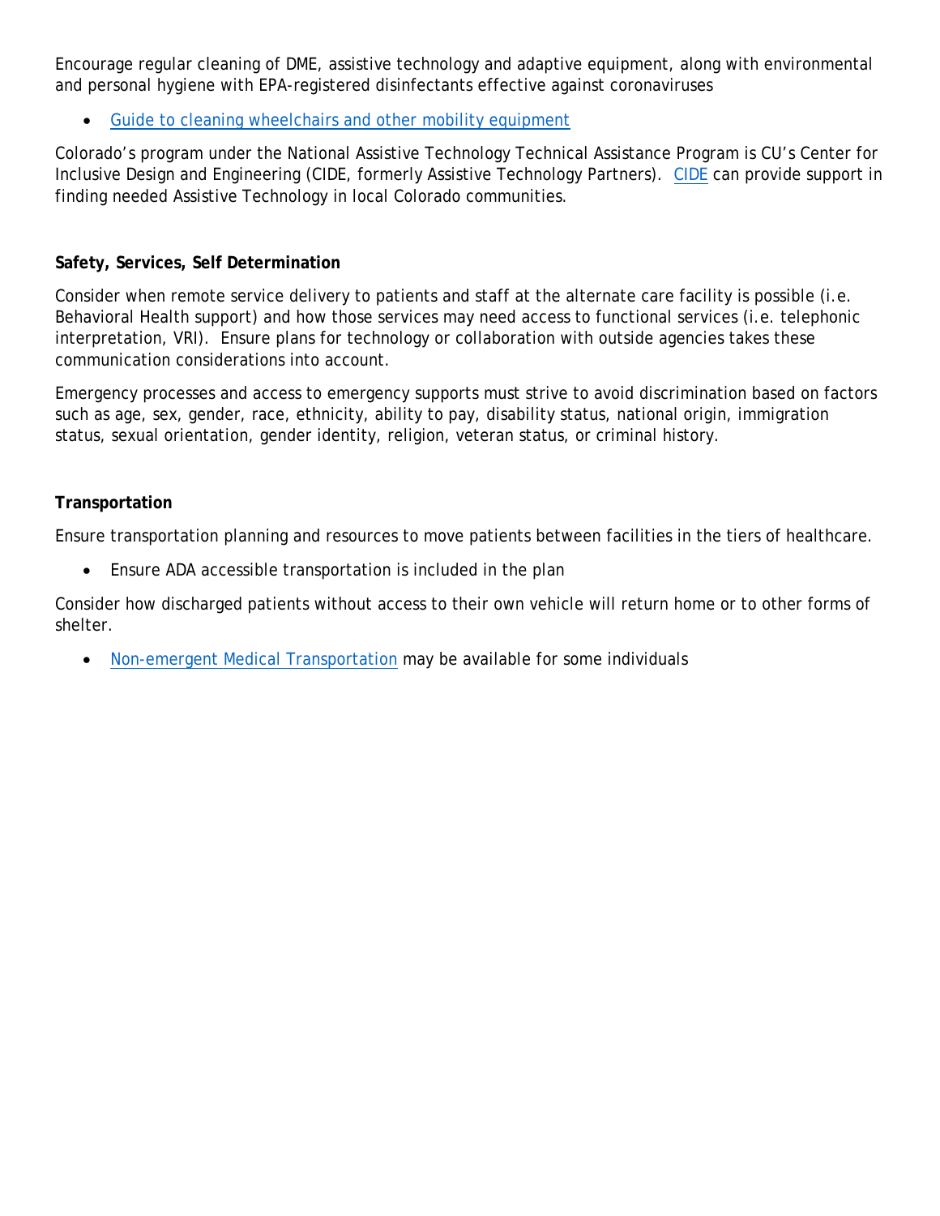Encourage regular cleaning of DME, assistive technology and adaptive equipment, along with environmental and personal hygiene with EPA-registered disinfectants effective against coronaviruses

- Guide to cleaning wheelchairs and other mobility equipment

Colorado's program under the National Assistive Technology Technical Assistance Program is CU's Center for Inclusive Design and Engineering (CIDE, formerly Assistive Technology Partners). CIDE can provide support in finding needed Assistive Technology in local Colorado communities.

**Safety, Services, Self Determination**

Consider when remote service delivery to patients and staff at the alternate care facility is possible (i.e. Behavioral Health support) and how those services may need access to functional services (i.e. telephonic interpretation, VRI). Ensure plans for technology or collaboration with outside agencies takes these communication considerations into account.

Emergency processes and access to emergency supports must strive to avoid discrimination based on factors such as age, sex, gender, race, ethnicity, ability to pay, disability status, national origin, immigration status, sexual orientation, gender identity, religion, veteran status, or criminal history.

**Transportation**

Ensure transportation planning and resources to move patients between facilities in the tiers of healthcare.

- Ensure ADA accessible transportation is included in the plan

Consider how discharged patients without access to their own vehicle will return home or to other forms of shelter.

- Non-emergent Medical Transportation may be available for some individuals